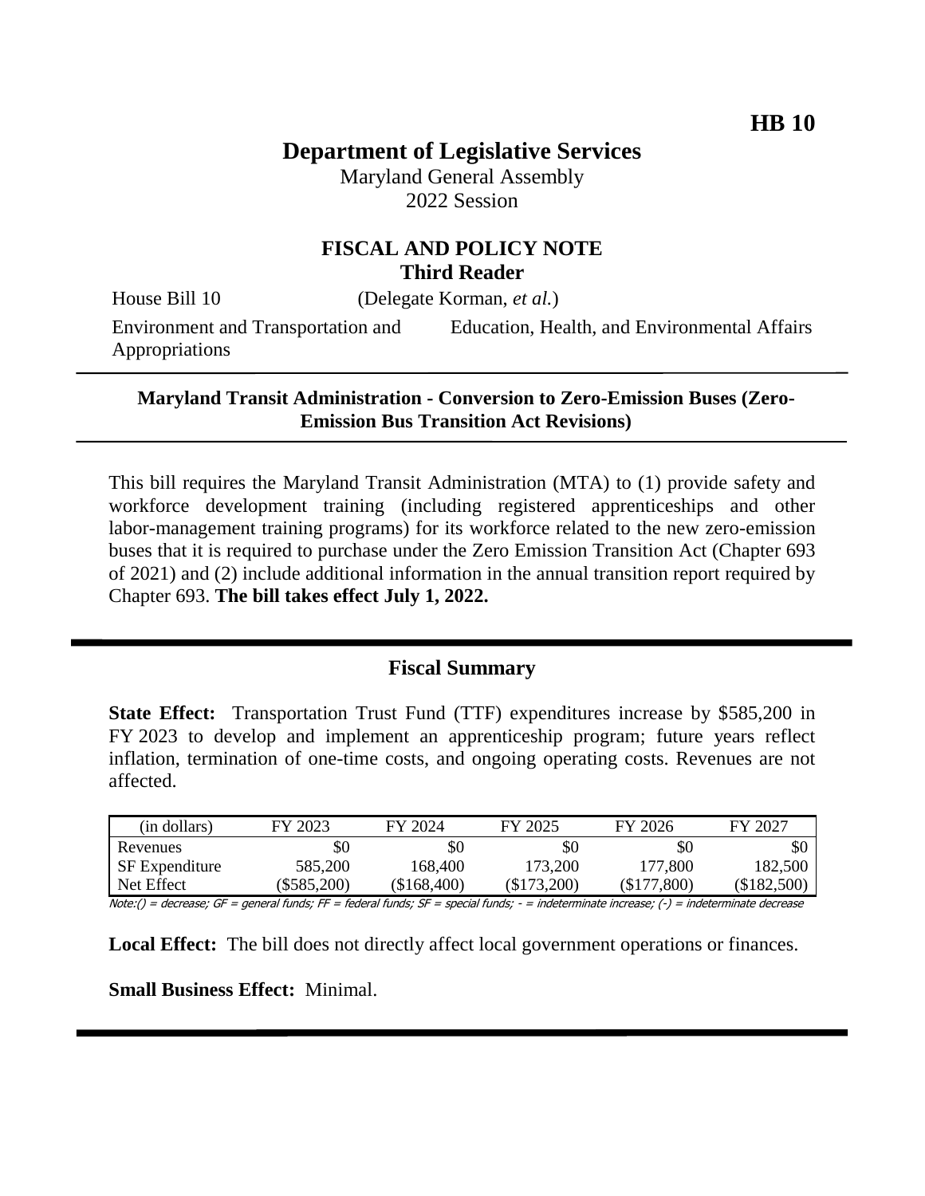**HB 10**

# Department of Legislative Services

Maryland General Assembly
2022 Session

## FISCAL AND POLICY NOTE
### Third Reader

House Bill 10 (Delegate Korman, *et al.*)

Environment and Transportation and Appropriations | Education, Health, and Environmental Affairs

---

**Maryland Transit Administration - Conversion to Zero-Emission Buses (Zero-Emission Bus Transition Act Revisions)**

---

This bill requires the Maryland Transit Administration (MTA) to (1) provide safety and workforce development training (including registered apprenticeships and other labor-management training programs) for its workforce related to the new zero-emission buses that it is required to purchase under the Zero Emission Transition Act (Chapter 693 of 2021) and (2) include additional information in the annual transition report required by Chapter 693. **The bill takes effect July 1, 2022.**

---

## Fiscal Summary

**State Effect:** Transportation Trust Fund (TTF) expenditures increase by $585,200 in FY 2023 to develop and implement an apprenticeship program; future years reflect inflation, termination of one-time costs, and ongoing operating costs. Revenues are not affected.

| (in dollars) | FY 2023 | FY 2024 | FY 2025 | FY 2026 | FY 2027 |
|---|---|---|---|---|---|
| Revenues | $0 | $0 | $0 | $0 | $0 |
| SF Expenditure | 585,200 | 168,400 | 173,200 | 177,800 | 182,500 |
| Net Effect | ($585,200) | ($168,400) | ($173,200) | ($177,800) | ($182,500) |

Note:() = decrease; GF = general funds; FF = federal funds; SF = special funds; - = indeterminate increase; (-) = indeterminate decrease

**Local Effect:** The bill does not directly affect local government operations or finances.

**Small Business Effect:** Minimal.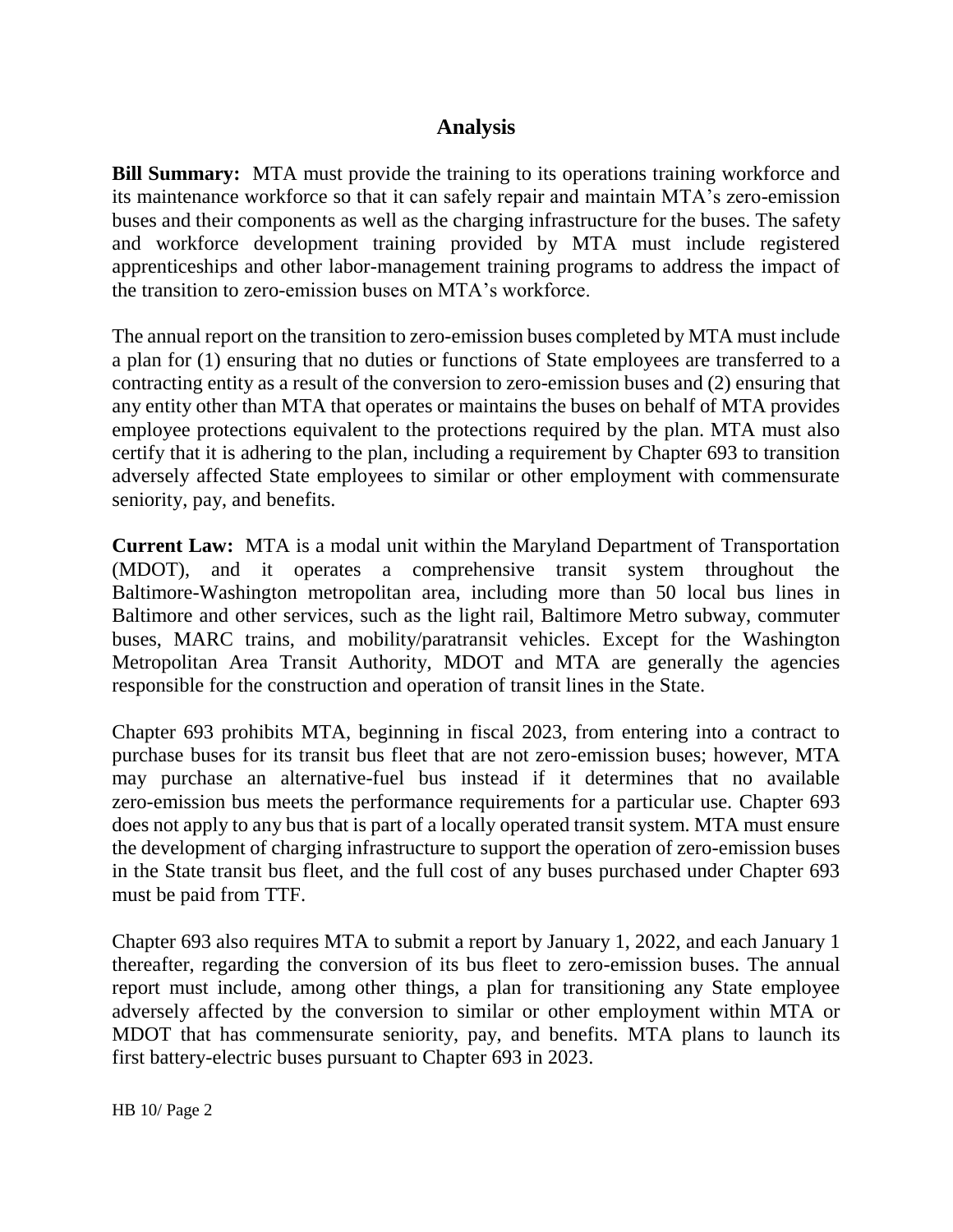## Analysis

**Bill Summary:** MTA must provide the training to its operations training workforce and its maintenance workforce so that it can safely repair and maintain MTA's zero-emission buses and their components as well as the charging infrastructure for the buses. The safety and workforce development training provided by MTA must include registered apprenticeships and other labor-management training programs to address the impact of the transition to zero-emission buses on MTA's workforce.

The annual report on the transition to zero-emission buses completed by MTA must include a plan for (1) ensuring that no duties or functions of State employees are transferred to a contracting entity as a result of the conversion to zero-emission buses and (2) ensuring that any entity other than MTA that operates or maintains the buses on behalf of MTA provides employee protections equivalent to the protections required by the plan. MTA must also certify that it is adhering to the plan, including a requirement by Chapter 693 to transition adversely affected State employees to similar or other employment with commensurate seniority, pay, and benefits.

**Current Law:** MTA is a modal unit within the Maryland Department of Transportation (MDOT), and it operates a comprehensive transit system throughout the Baltimore-Washington metropolitan area, including more than 50 local bus lines in Baltimore and other services, such as the light rail, Baltimore Metro subway, commuter buses, MARC trains, and mobility/paratransit vehicles. Except for the Washington Metropolitan Area Transit Authority, MDOT and MTA are generally the agencies responsible for the construction and operation of transit lines in the State.

Chapter 693 prohibits MTA, beginning in fiscal 2023, from entering into a contract to purchase buses for its transit bus fleet that are not zero-emission buses; however, MTA may purchase an alternative-fuel bus instead if it determines that no available zero-emission bus meets the performance requirements for a particular use. Chapter 693 does not apply to any bus that is part of a locally operated transit system. MTA must ensure the development of charging infrastructure to support the operation of zero-emission buses in the State transit bus fleet, and the full cost of any buses purchased under Chapter 693 must be paid from TTF.

Chapter 693 also requires MTA to submit a report by January 1, 2022, and each January 1 thereafter, regarding the conversion of its bus fleet to zero-emission buses. The annual report must include, among other things, a plan for transitioning any State employee adversely affected by the conversion to similar or other employment within MTA or MDOT that has commensurate seniority, pay, and benefits. MTA plans to launch its first battery-electric buses pursuant to Chapter 693 in 2023.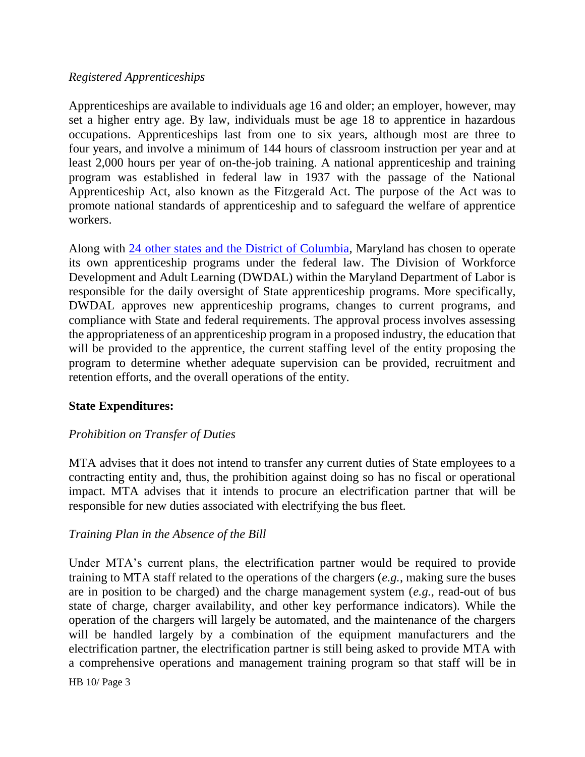*Registered Apprenticeships*

Apprenticeships are available to individuals age 16 and older; an employer, however, may set a higher entry age. By law, individuals must be age 18 to apprentice in hazardous occupations. Apprenticeships last from one to six years, although most are three to four years, and involve a minimum of 144 hours of classroom instruction per year and at least 2,000 hours per year of on-the-job training. A national apprenticeship and training program was established in federal law in 1937 with the passage of the National Apprenticeship Act, also known as the Fitzgerald Act. The purpose of the Act was to promote national standards of apprenticeship and to safeguard the welfare of apprentice workers.

Along with [24 other states and the District of Columbia](), Maryland has chosen to operate its own apprenticeship programs under the federal law. The Division of Workforce Development and Adult Learning (DWDAL) within the Maryland Department of Labor is responsible for the daily oversight of State apprenticeship programs. More specifically, DWDAL approves new apprenticeship programs, changes to current programs, and compliance with State and federal requirements. The approval process involves assessing the appropriateness of an apprenticeship program in a proposed industry, the education that will be provided to the apprentice, the current staffing level of the entity proposing the program to determine whether adequate supervision can be provided, recruitment and retention efforts, and the overall operations of the entity.

**State Expenditures:**

*Prohibition on Transfer of Duties*

MTA advises that it does not intend to transfer any current duties of State employees to a contracting entity and, thus, the prohibition against doing so has no fiscal or operational impact. MTA advises that it intends to procure an electrification partner that will be responsible for new duties associated with electrifying the bus fleet.

*Training Plan in the Absence of the Bill*

Under MTA's current plans, the electrification partner would be required to provide training to MTA staff related to the operations of the chargers (*e.g.*, making sure the buses are in position to be charged) and the charge management system (*e.g.*, read-out of bus state of charge, charger availability, and other key performance indicators). While the operation of the chargers will largely be automated, and the maintenance of the chargers will be handled largely by a combination of the equipment manufacturers and the electrification partner, the electrification partner is still being asked to provide MTA with a comprehensive operations and management training program so that staff will be in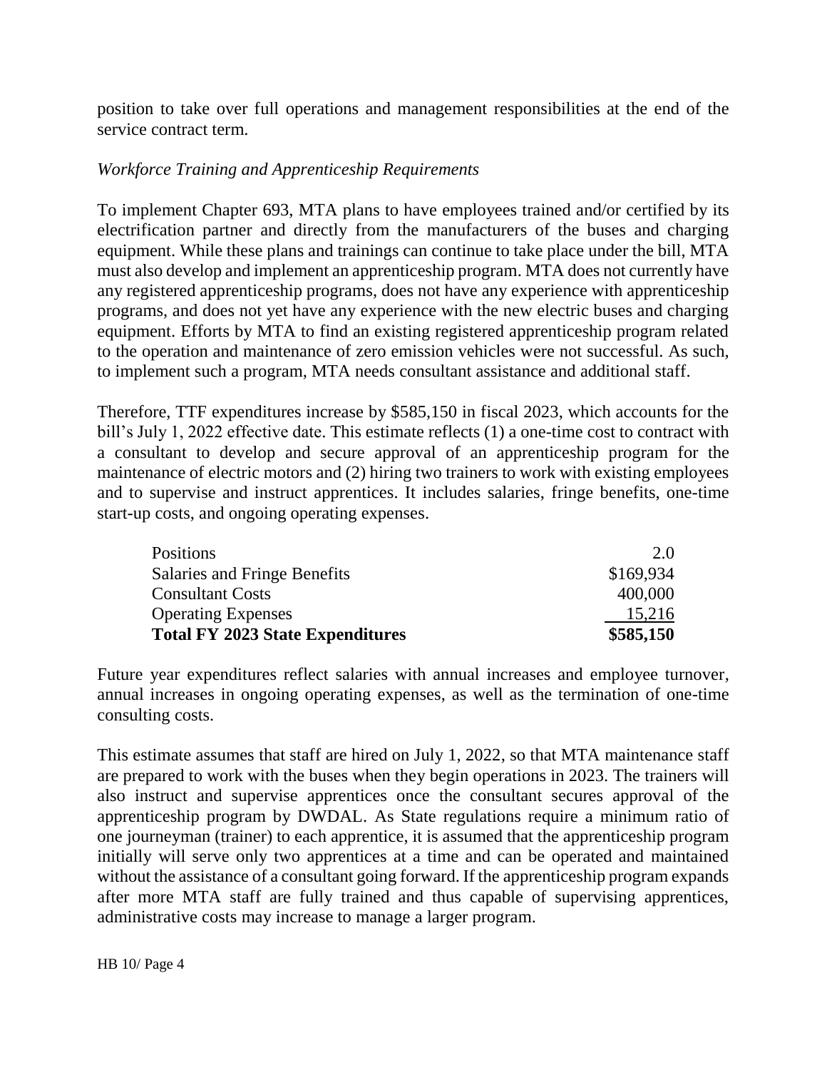position to take over full operations and management responsibilities at the end of the service contract term.

*Workforce Training and Apprenticeship Requirements*

To implement Chapter 693, MTA plans to have employees trained and/or certified by its electrification partner and directly from the manufacturers of the buses and charging equipment. While these plans and trainings can continue to take place under the bill, MTA must also develop and implement an apprenticeship program. MTA does not currently have any registered apprenticeship programs, does not have any experience with apprenticeship programs, and does not yet have any experience with the new electric buses and charging equipment. Efforts by MTA to find an existing registered apprenticeship program related to the operation and maintenance of zero emission vehicles were not successful. As such, to implement such a program, MTA needs consultant assistance and additional staff.

Therefore, TTF expenditures increase by $585,150 in fiscal 2023, which accounts for the bill's July 1, 2022 effective date. This estimate reflects (1) a one-time cost to contract with a consultant to develop and secure approval of an apprenticeship program for the maintenance of electric motors and (2) hiring two trainers to work with existing employees and to supervise and instruct apprentices. It includes salaries, fringe benefits, one-time start-up costs, and ongoing operating expenses.

| | |
|---|---|
| Positions | 2.0 |
| Salaries and Fringe Benefits | $169,934 |
| Consultant Costs | 400,000 |
| Operating Expenses | 15,216 |
| **Total FY 2023 State Expenditures** | **$585,150** |

Future year expenditures reflect salaries with annual increases and employee turnover, annual increases in ongoing operating expenses, as well as the termination of one-time consulting costs.

This estimate assumes that staff are hired on July 1, 2022, so that MTA maintenance staff are prepared to work with the buses when they begin operations in 2023. The trainers will also instruct and supervise apprentices once the consultant secures approval of the apprenticeship program by DWDAL. As State regulations require a minimum ratio of one journeyman (trainer) to each apprentice, it is assumed that the apprenticeship program initially will serve only two apprentices at a time and can be operated and maintained without the assistance of a consultant going forward. If the apprenticeship program expands after more MTA staff are fully trained and thus capable of supervising apprentices, administrative costs may increase to manage a larger program.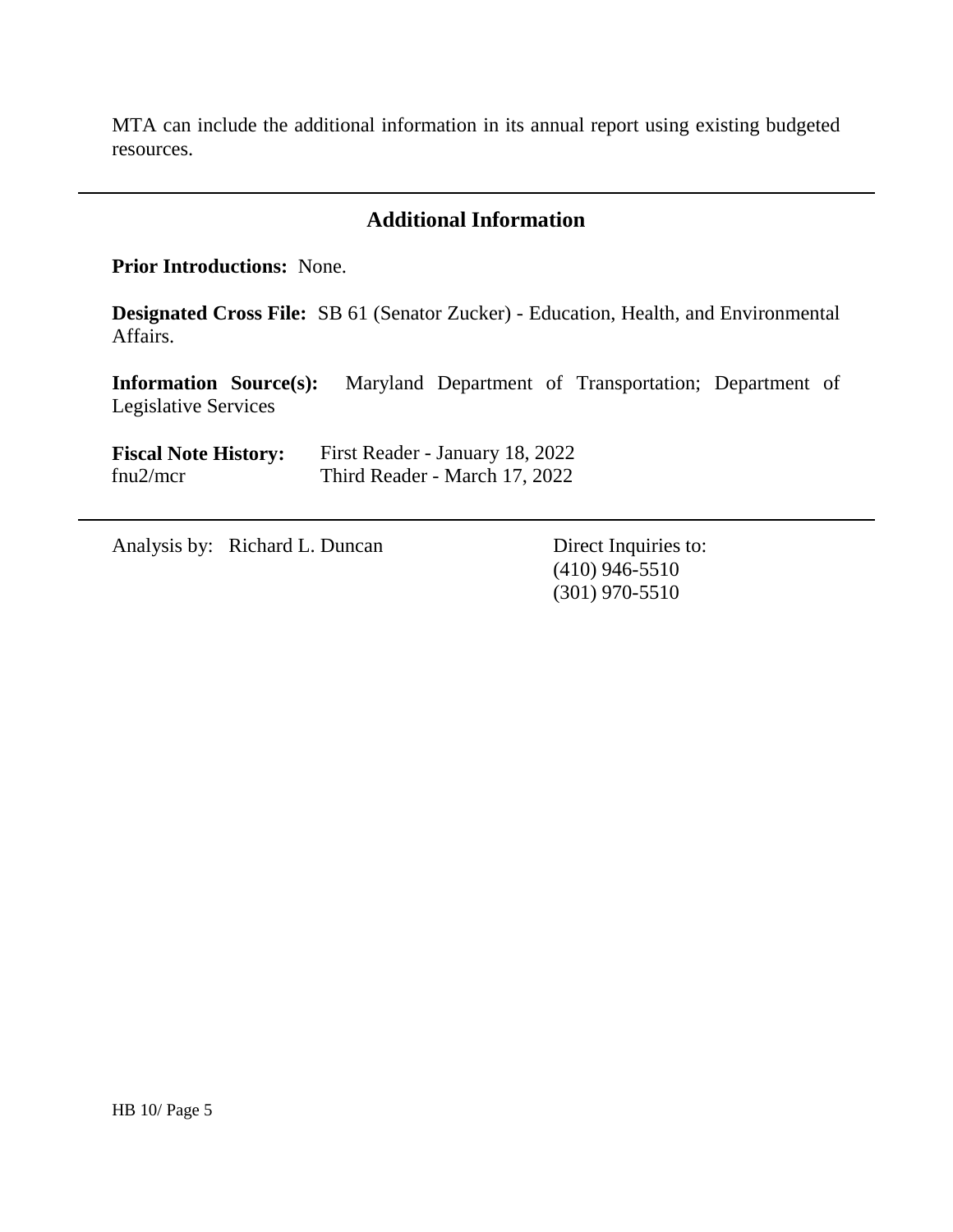MTA can include the additional information in its annual report using existing budgeted resources.

## Additional Information

**Prior Introductions:** None.

**Designated Cross File:** SB 61 (Senator Zucker) - Education, Health, and Environmental Affairs.

**Information Source(s):** Maryland Department of Transportation; Department of Legislative Services

**Fiscal Note History:** First Reader - January 18, 2022
fnu2/mcr Third Reader - March 17, 2022

Analysis by: Richard L. Duncan

Direct Inquiries to:
(410) 946-5510
(301) 970-5510